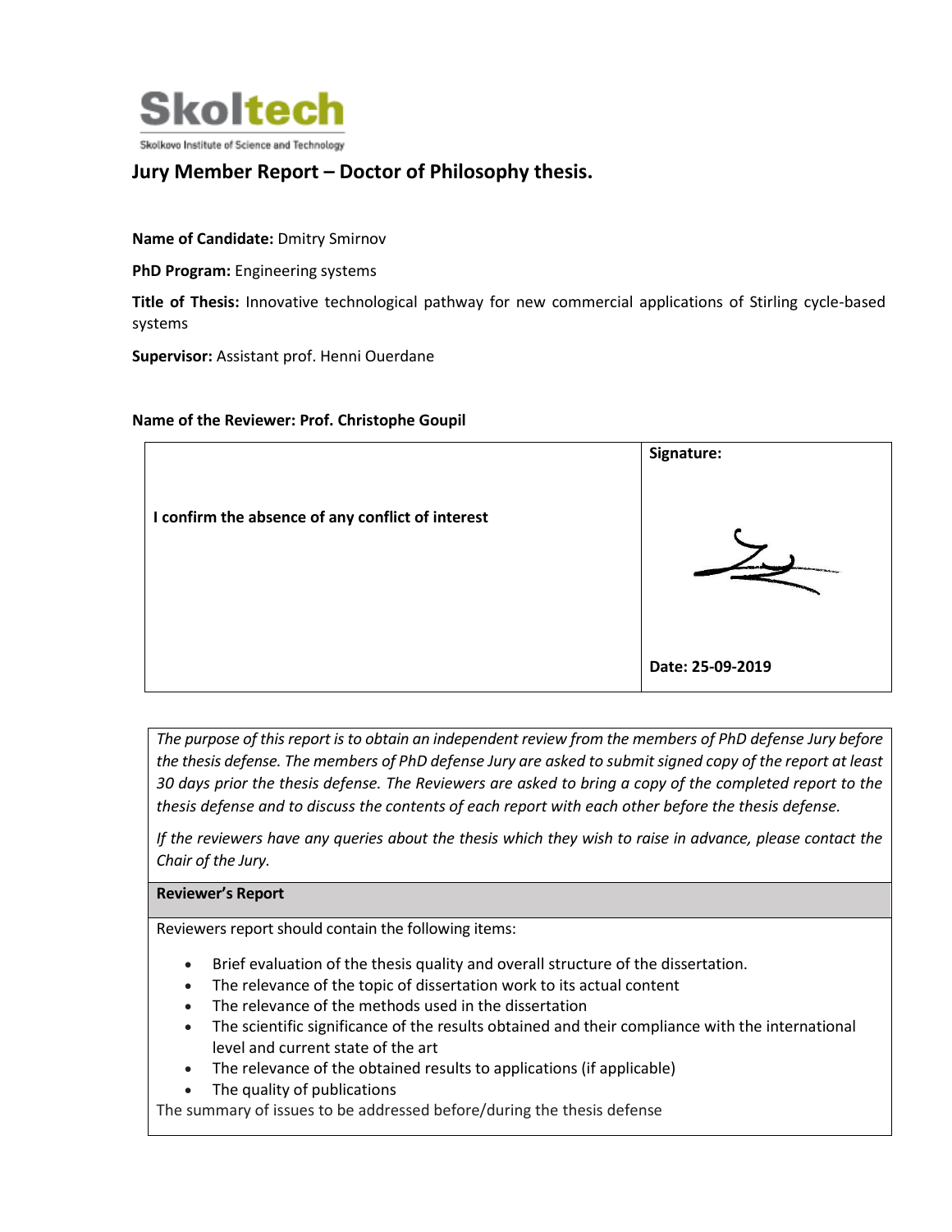Skoltech

Skolkovo Institute of Science and Technology

# Jury Member Report – Doctor of Philosophy thesis.

**Name of Candidate:** Dmitry Smirnov

**PhD Program:** Engineering systems

**Title of Thesis:** Innovative technological pathway for new commercial applications of Stirling cycle-based systems

**Supervisor:** Assistant prof. Henni Ouerdane

**Name of the Reviewer: Prof. Christophe Goupil**

| **I confirm the absence of any conflict of interest** | **Signature:** <br><br> **Date: 25-09-2019** |
|---|---|

*The purpose of this report is to obtain an independent review from the members of PhD defense Jury before the thesis defense. The members of PhD defense Jury are asked to submit signed copy of the report at least 30 days prior the thesis defense. The Reviewers are asked to bring a copy of the completed report to the thesis defense and to discuss the contents of each report with each other before the thesis defense.*

*If the reviewers have any queries about the thesis which they wish to raise in advance, please contact the Chair of the Jury.*

**Reviewer's Report**

Reviewers report should contain the following items:

- Brief evaluation of the thesis quality and overall structure of the dissertation.
- The relevance of the topic of dissertation work to its actual content
- The relevance of the methods used in the dissertation
- The scientific significance of the results obtained and their compliance with the international level and current state of the art
- The relevance of the obtained results to applications (if applicable)
- The quality of publications

The summary of issues to be addressed before/during the thesis defense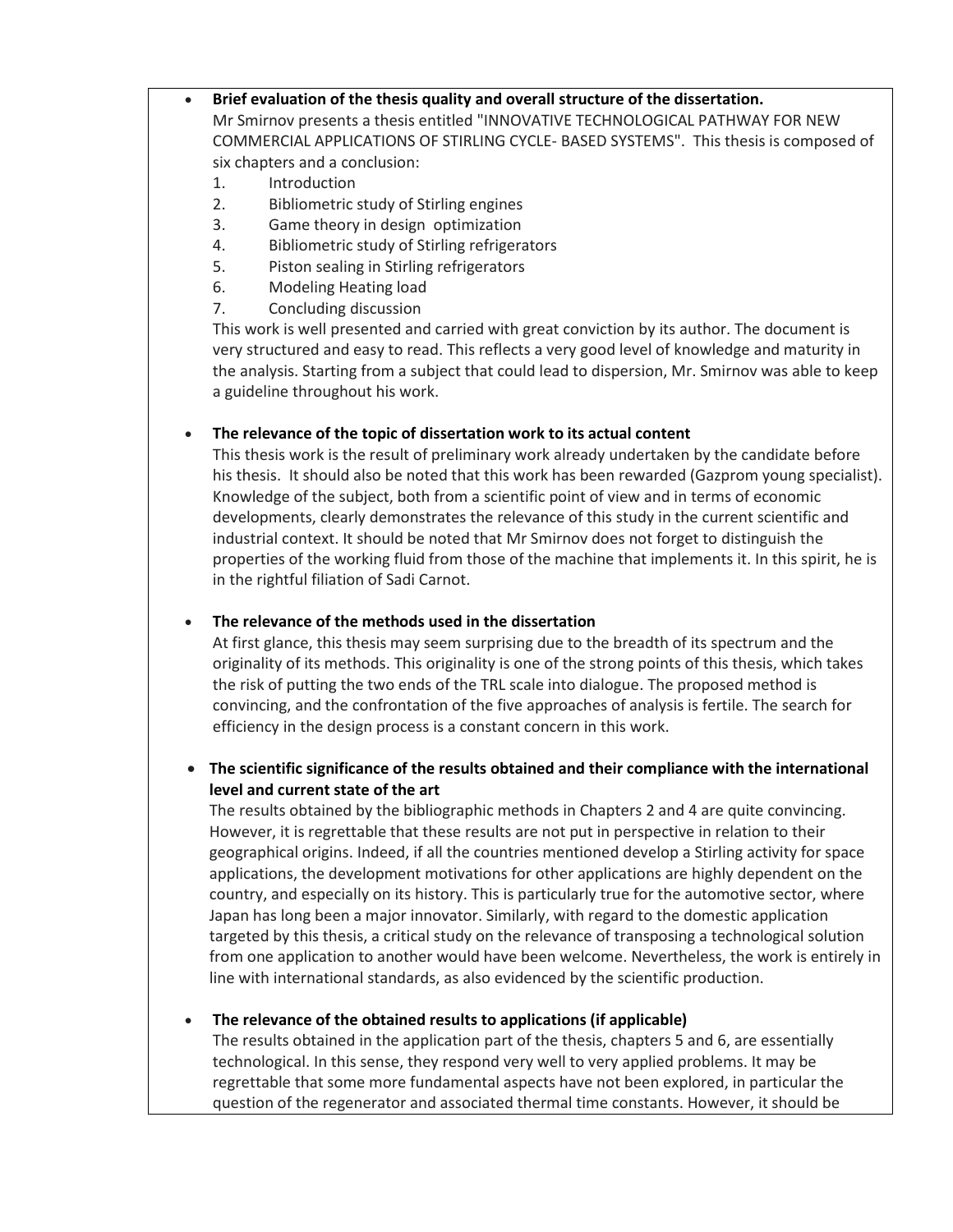- **Brief evaluation of the thesis quality and overall structure of the dissertation.**

  Mr Smirnov presents a thesis entitled "INNOVATIVE TECHNOLOGICAL PATHWAY FOR NEW COMMERCIAL APPLICATIONS OF STIRLING CYCLE- BASED SYSTEMS". This thesis is composed of six chapters and a conclusion:

  1. Introduction
  2. Bibliometric study of Stirling engines
  3. Game theory in design optimization
  4. Bibliometric study of Stirling refrigerators
  5. Piston sealing in Stirling refrigerators
  6. Modeling Heating load
  7. Concluding discussion

  This work is well presented and carried with great conviction by its author. The document is very structured and easy to read. This reflects a very good level of knowledge and maturity in the analysis. Starting from a subject that could lead to dispersion, Mr. Smirnov was able to keep a guideline throughout his work.

- **The relevance of the topic of dissertation work to its actual content**

  This thesis work is the result of preliminary work already undertaken by the candidate before his thesis. It should also be noted that this work has been rewarded (Gazprom young specialist). Knowledge of the subject, both from a scientific point of view and in terms of economic developments, clearly demonstrates the relevance of this study in the current scientific and industrial context. It should be noted that Mr Smirnov does not forget to distinguish the properties of the working fluid from those of the machine that implements it. In this spirit, he is in the rightful filiation of Sadi Carnot.

- **The relevance of the methods used in the dissertation**

  At first glance, this thesis may seem surprising due to the breadth of its spectrum and the originality of its methods. This originality is one of the strong points of this thesis, which takes the risk of putting the two ends of the TRL scale into dialogue. The proposed method is convincing, and the confrontation of the five approaches of analysis is fertile. The search for efficiency in the design process is a constant concern in this work.

- **The scientific significance of the results obtained and their compliance with the international level and current state of the art**

  The results obtained by the bibliographic methods in Chapters 2 and 4 are quite convincing. However, it is regrettable that these results are not put in perspective in relation to their geographical origins. Indeed, if all the countries mentioned develop a Stirling activity for space applications, the development motivations for other applications are highly dependent on the country, and especially on its history. This is particularly true for the automotive sector, where Japan has long been a major innovator. Similarly, with regard to the domestic application targeted by this thesis, a critical study on the relevance of transposing a technological solution from one application to another would have been welcome. Nevertheless, the work is entirely in line with international standards, as also evidenced by the scientific production.

- **The relevance of the obtained results to applications (if applicable)**

  The results obtained in the application part of the thesis, chapters 5 and 6, are essentially technological. In this sense, they respond very well to very applied problems. It may be regrettable that some more fundamental aspects have not been explored, in particular the question of the regenerator and associated thermal time constants. However, it should be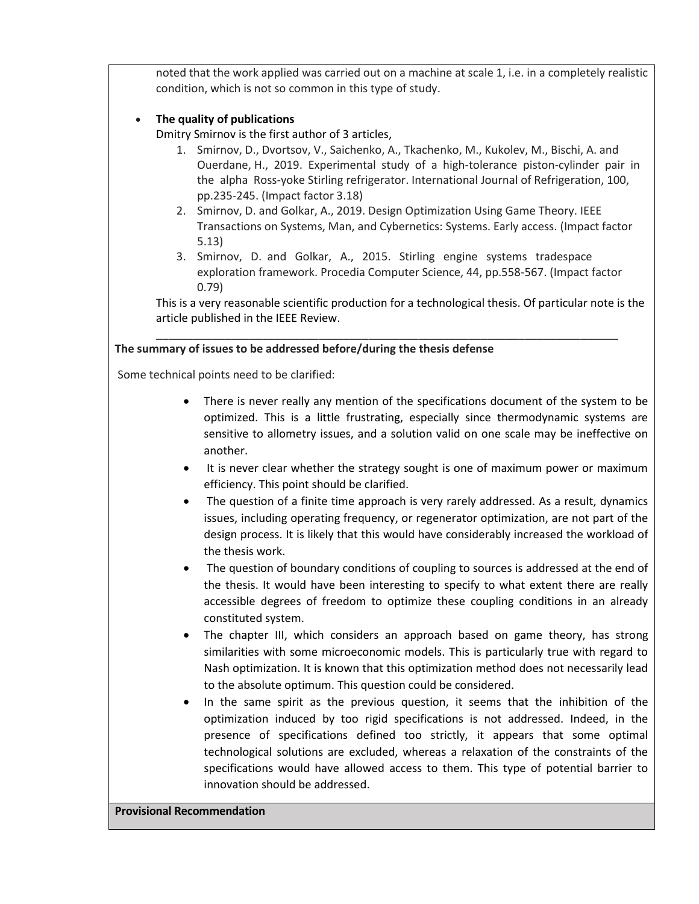noted that the work applied was carried out on a machine at scale 1, i.e. in a completely realistic condition, which is not so common in this type of study.

- **The quality of publications**

  Dmitry Smirnov is the first author of 3 articles,

  1. Smirnov, D., Dvortsov, V., Saichenko, A., Tkachenko, M., Kukolev, M., Bischi, A. and Ouerdane, H., 2019. Experimental study of a high-tolerance piston-cylinder pair in the alpha Ross-yoke Stirling refrigerator. International Journal of Refrigeration, 100, pp.235-245. (Impact factor 3.18)
  2. Smirnov, D. and Golkar, A., 2019. Design Optimization Using Game Theory. IEEE Transactions on Systems, Man, and Cybernetics: Systems. Early access. (Impact factor 5.13)
  3. Smirnov, D. and Golkar, A., 2015. Stirling engine systems tradespace exploration framework. Procedia Computer Science, 44, pp.558-567. (Impact factor 0.79)

  This is a very reasonable scientific production for a technological thesis. Of particular note is the article published in the IEEE Review.

---

**The summary of issues to be addressed before/during the thesis defense**

Some technical points need to be clarified:

- There is never really any mention of the specifications document of the system to be optimized. This is a little frustrating, especially since thermodynamic systems are sensitive to allometry issues, and a solution valid on one scale may be ineffective on another.
- It is never clear whether the strategy sought is one of maximum power or maximum efficiency. This point should be clarified.
- The question of a finite time approach is very rarely addressed. As a result, dynamics issues, including operating frequency, or regenerator optimization, are not part of the design process. It is likely that this would have considerably increased the workload of the thesis work.
- The question of boundary conditions of coupling to sources is addressed at the end of the thesis. It would have been interesting to specify to what extent there are really accessible degrees of freedom to optimize these coupling conditions in an already constituted system.
- The chapter III, which considers an approach based on game theory, has strong similarities with some microeconomic models. This is particularly true with regard to Nash optimization. It is known that this optimization method does not necessarily lead to the absolute optimum. This question could be considered.
- In the same spirit as the previous question, it seems that the inhibition of the optimization induced by too rigid specifications is not addressed. Indeed, in the presence of specifications defined too strictly, it appears that some optimal technological solutions are excluded, whereas a relaxation of the constraints of the specifications would have allowed access to them. This type of potential barrier to innovation should be addressed.

**Provisional Recommendation**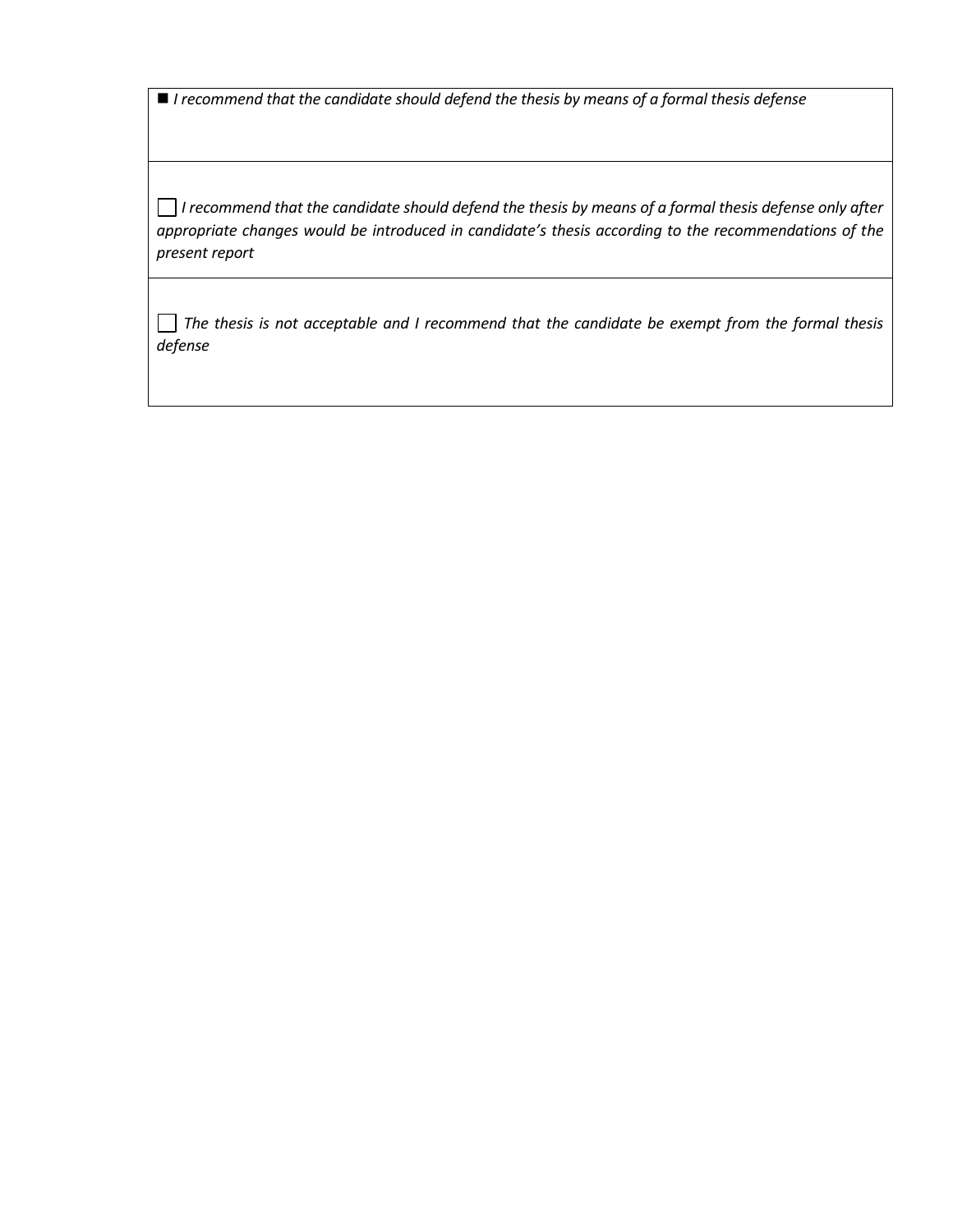■ *I recommend that the candidate should defend the thesis by means of a formal thesis defense*

☐ *I recommend that the candidate should defend the thesis by means of a formal thesis defense only after appropriate changes would be introduced in candidate's thesis according to the recommendations of the present report*

☐ *The thesis is not acceptable and I recommend that the candidate be exempt from the formal thesis defense*